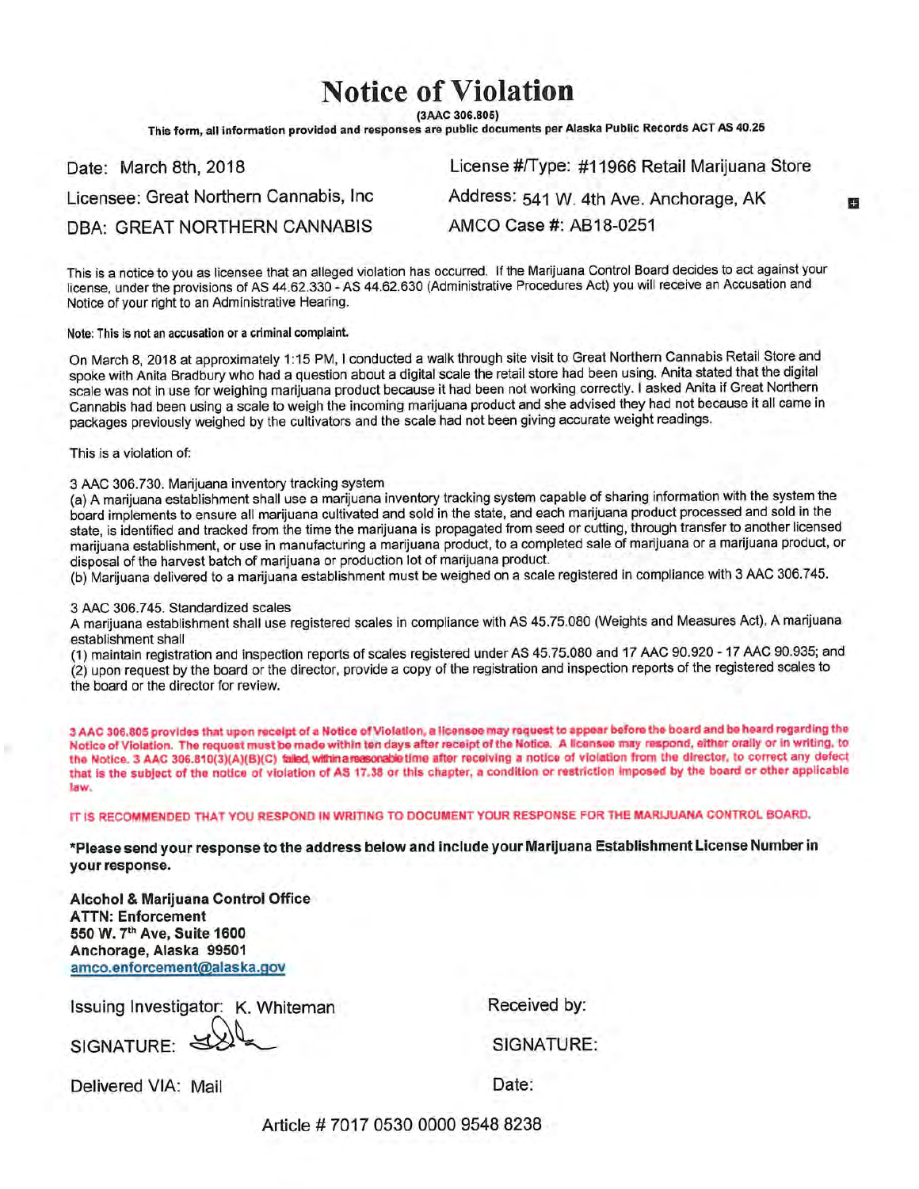# Notice of Violation

(3AAC 306.805)

**This form, all information provided and responses are public documents per Alaska Public Records ACT AS 40.25**

Date: March 8th, 2018

Licensee: Great Northern Cannabis, Inc

DBA: GREAT NORTHERN CANNABIS

License #/Type: #11966 Retail Marijuana Store

Address: 541 W. 4th Ave. Anchorage, AK

AMCO Case #: AB18-0251

This is a notice to you as licensee that an alleged violation has occurred. If the Marijuana Control Board decides to act against your license, under the provisions of AS 44.62.330 - AS 44.62.630 (Administrative Procedures Act) you will receive an Accusation and Notice of your right to an Administrative Hearing.

**Note: This is not an accusation or a criminal complaint.**

On March 8, 2018 at approximately 1:15 PM, I conducted a walk through site visit to Great Northern Cannabis Retail Store and spoke with Anita Bradbury who had a question about a digital scale the retail store had been using. Anita stated that the digital scale was not in use for weighing marijuana product because it had been not working correctly. I asked Anita if Great Northern Cannabis had been using a scale to weigh the incoming marijuana product and she advised they had not because it all came in packages previously weighed by the cultivators and the scale had not been giving accurate weight readings.

This is a violation of:

3 AAC 306.730. Marijuana inventory tracking system

(a) A marijuana establishment shall use a marijuana inventory tracking system capable of sharing information with the system the board implements to ensure all marijuana cultivated and sold in the state, and each marijuana product processed and sold in the state, is identified and tracked from the time the marijuana is propagated from seed or cutting, through transfer to another licensed marijuana establishment, or use in manufacturing a marijuana product, to a completed sale of marijuana or a marijuana product, or disposal of the harvest batch of marijuana or production lot of marijuana product.

(b) Marijuana delivered to a marijuana establishment must be weighed on a scale registered in compliance with 3 AAC 306.745.

3 AAC 306.745. Standardized scales

A marijuana establishment shall use registered scales in compliance with AS 45.75.080 (Weights and Measures Act). A marijuana establishment shall

(1) maintain registration and inspection reports of scales registered under AS 45.75.080 and 17 AAC 90.920 - 17 AAC 90.935; and

(2) upon request by the board or the director, provide a copy of the registration and inspection reports of the registered scales to the board or the director for review.

**3 AAC 306.805 provides that upon receipt of a Notice of Violation, a licensee may request to appear before the board and be heard regarding the Notice of Violation. The request must be made within ten days after receipt of the Notice. A licensee may respond, either orally or in writing, to the Notice. 3 AAC 306.810(3)(A)(B)(C) failed, within a reasonable time after receiving a notice of violation from the director, to correct any defect that is the subject of the notice of violation of AS 17.38 or this chapter, a condition or restriction imposed by the board or other applicable law.**

**IT IS RECOMMENDED THAT YOU RESPOND IN WRITING TO DOCUMENT YOUR RESPONSE FOR THE MARIJUANA CONTROL BOARD.**

**\*Please send your response to the address below and include your Marijuana Establishment License Number in your response.**

**Alcohol & Marijuana Control Office**
**ATTN: Enforcement**
**550 W. 7th Ave, Suite 1600**
**Anchorage, Alaska 99501**
**amco.enforcement@alaska.gov**

Issuing Investigator: K. Whiteman

SIGNATURE: [signature]

Delivered VIA: Mail

Received by:

SIGNATURE:

Date:

Article # 7017 0530 0000 9548 8238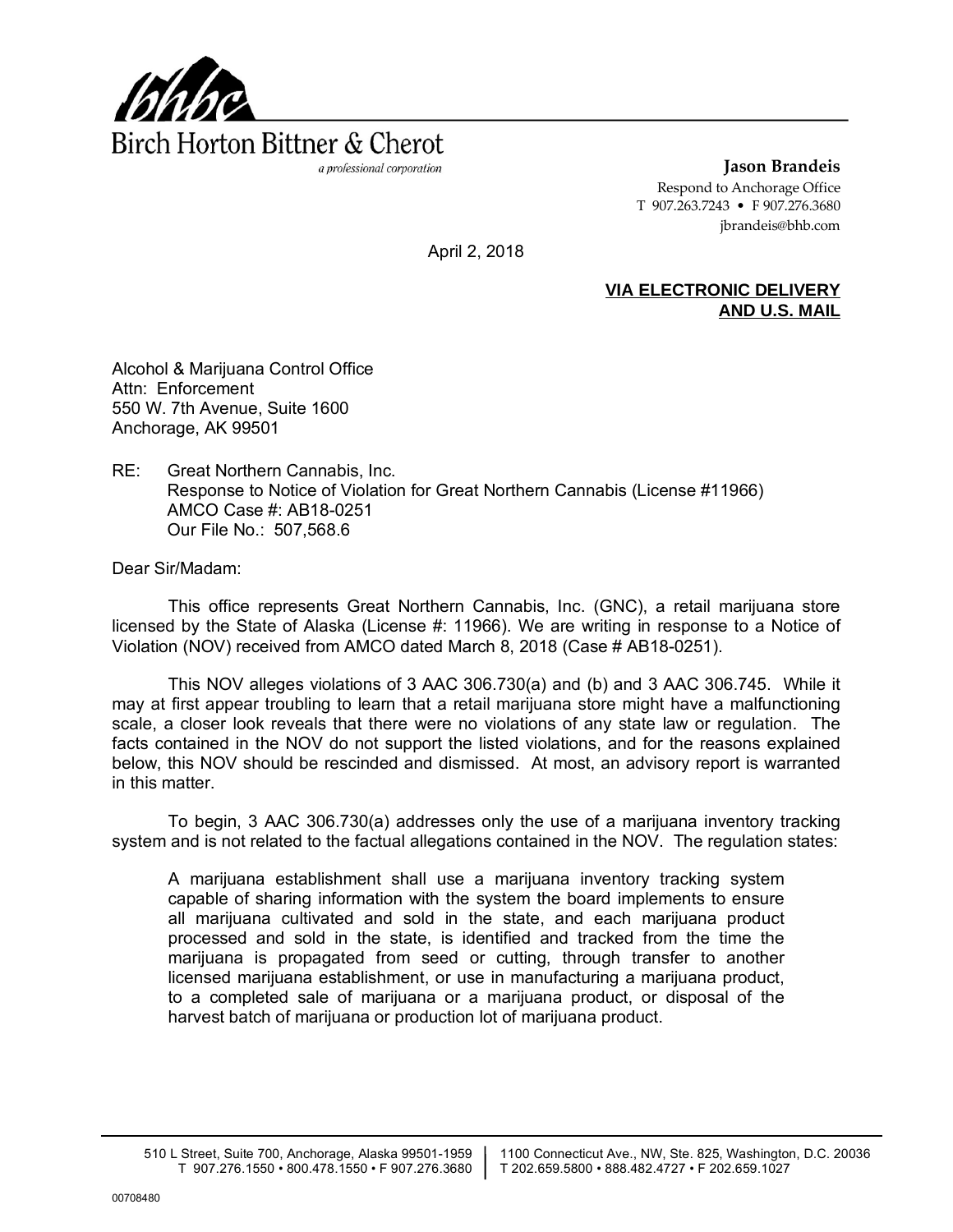Birch Horton Bittner & Cherot

*a professional corporation*

**Jason Brandeis**
Respond to Anchorage Office
T 907.263.7243 • F 907.276.3680
jbrandeis@bhb.com

April 2, 2018

**VIA ELECTRONIC DELIVERY AND U.S. MAIL**

Alcohol & Marijuana Control Office
Attn: Enforcement
550 W. 7th Avenue, Suite 1600
Anchorage, AK 99501

RE: Great Northern Cannabis, Inc.
Response to Notice of Violation for Great Northern Cannabis (License #11966)
AMCO Case #: AB18-0251
Our File No.: 507,568.6

Dear Sir/Madam:

This office represents Great Northern Cannabis, Inc. (GNC), a retail marijuana store licensed by the State of Alaska (License #: 11966). We are writing in response to a Notice of Violation (NOV) received from AMCO dated March 8, 2018 (Case # AB18-0251).

This NOV alleges violations of 3 AAC 306.730(a) and (b) and 3 AAC 306.745. While it may at first appear troubling to learn that a retail marijuana store might have a malfunctioning scale, a closer look reveals that there were no violations of any state law or regulation. The facts contained in the NOV do not support the listed violations, and for the reasons explained below, this NOV should be rescinded and dismissed. At most, an advisory report is warranted in this matter.

To begin, 3 AAC 306.730(a) addresses only the use of a marijuana inventory tracking system and is not related to the factual allegations contained in the NOV. The regulation states:

> A marijuana establishment shall use a marijuana inventory tracking system capable of sharing information with the system the board implements to ensure all marijuana cultivated and sold in the state, and each marijuana product processed and sold in the state, is identified and tracked from the time the marijuana is propagated from seed or cutting, through transfer to another licensed marijuana establishment, or use in manufacturing a marijuana product, to a completed sale of marijuana or a marijuana product, or disposal of the harvest batch of marijuana or production lot of marijuana product.

510 L Street, Suite 700, Anchorage, Alaska 99501-1959 | T 907.276.1550 • 800.478.1550 • F 907.276.3680
1100 Connecticut Ave., NW, Ste. 825, Washington, D.C. 20036 | T 202.659.5800 • 888.482.4727 • F 202.659.1027

00708480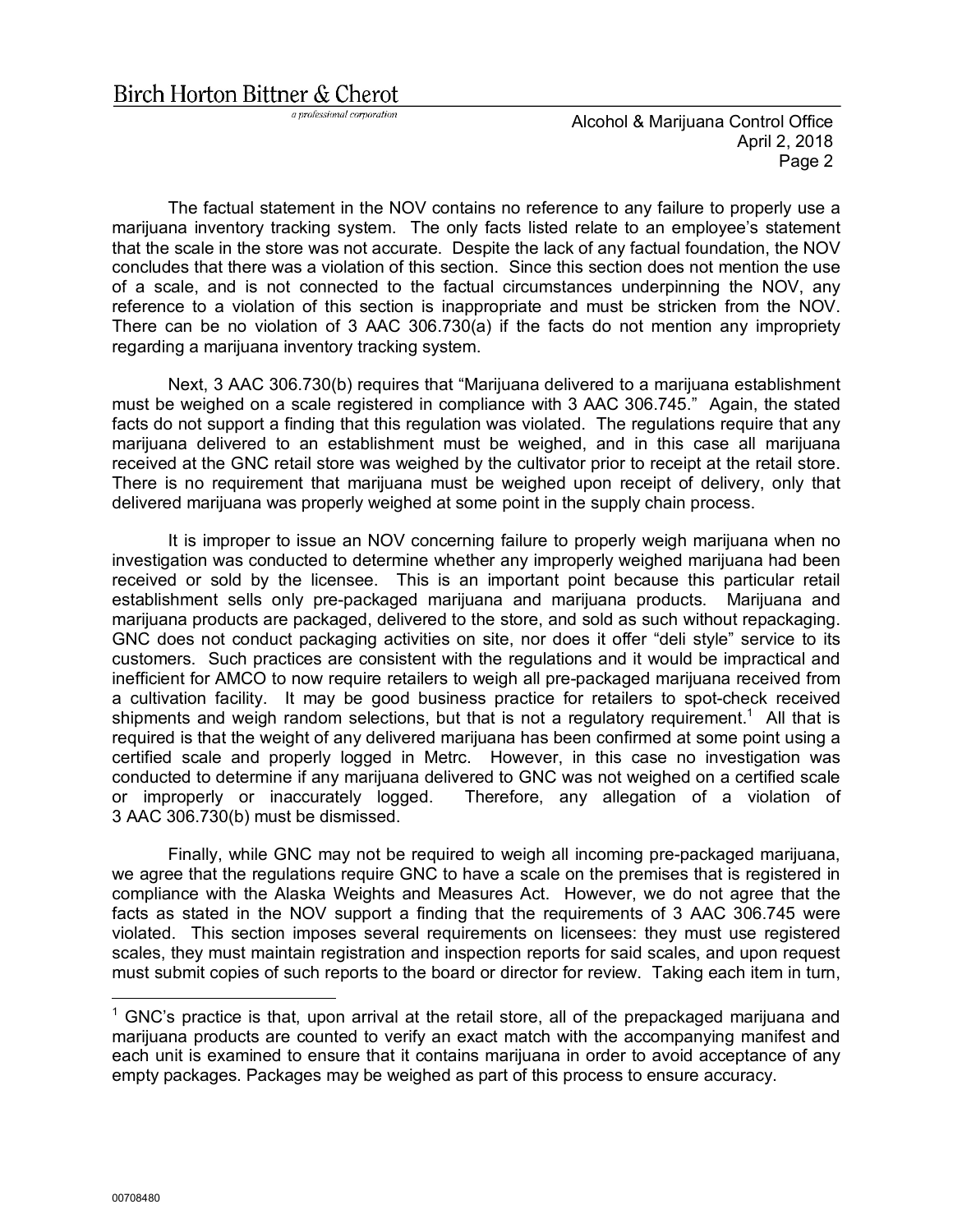The factual statement in the NOV contains no reference to any failure to properly use a marijuana inventory tracking system. The only facts listed relate to an employee's statement that the scale in the store was not accurate. Despite the lack of any factual foundation, the NOV concludes that there was a violation of this section. Since this section does not mention the use of a scale, and is not connected to the factual circumstances underpinning the NOV, any reference to a violation of this section is inappropriate and must be stricken from the NOV. There can be no violation of 3 AAC 306.730(a) if the facts do not mention any impropriety regarding a marijuana inventory tracking system.

Next, 3 AAC 306.730(b) requires that "Marijuana delivered to a marijuana establishment must be weighed on a scale registered in compliance with 3 AAC 306.745." Again, the stated facts do not support a finding that this regulation was violated. The regulations require that any marijuana delivered to an establishment must be weighed, and in this case all marijuana received at the GNC retail store was weighed by the cultivator prior to receipt at the retail store. There is no requirement that marijuana must be weighed upon receipt of delivery, only that delivered marijuana was properly weighed at some point in the supply chain process.

It is improper to issue an NOV concerning failure to properly weigh marijuana when no investigation was conducted to determine whether any improperly weighed marijuana had been received or sold by the licensee. This is an important point because this particular retail establishment sells only pre-packaged marijuana and marijuana products. Marijuana and marijuana products are packaged, delivered to the store, and sold as such without repackaging. GNC does not conduct packaging activities on site, nor does it offer "deli style" service to its customers. Such practices are consistent with the regulations and it would be impractical and inefficient for AMCO to now require retailers to weigh all pre-packaged marijuana received from a cultivation facility. It may be good business practice for retailers to spot-check received shipments and weigh random selections, but that is not a regulatory requirement.[1] All that is required is that the weight of any delivered marijuana has been confirmed at some point using a certified scale and properly logged in Metrc. However, in this case no investigation was conducted to determine if any marijuana delivered to GNC was not weighed on a certified scale or improperly or inaccurately logged. Therefore, any allegation of a violation of 3 AAC 306.730(b) must be dismissed.

Finally, while GNC may not be required to weigh all incoming pre-packaged marijuana, we agree that the regulations require GNC to have a scale on the premises that is registered in compliance with the Alaska Weights and Measures Act. However, we do not agree that the facts as stated in the NOV support a finding that the requirements of 3 AAC 306.745 were violated. This section imposes several requirements on licensees: they must use registered scales, they must maintain registration and inspection reports for said scales, and upon request must submit copies of such reports to the board or director for review. Taking each item in turn,

---

[1] GNC's practice is that, upon arrival at the retail store, all of the prepackaged marijuana and marijuana products are counted to verify an exact match with the accompanying manifest and each unit is examined to ensure that it contains marijuana in order to avoid acceptance of any empty packages. Packages may be weighed as part of this process to ensure accuracy.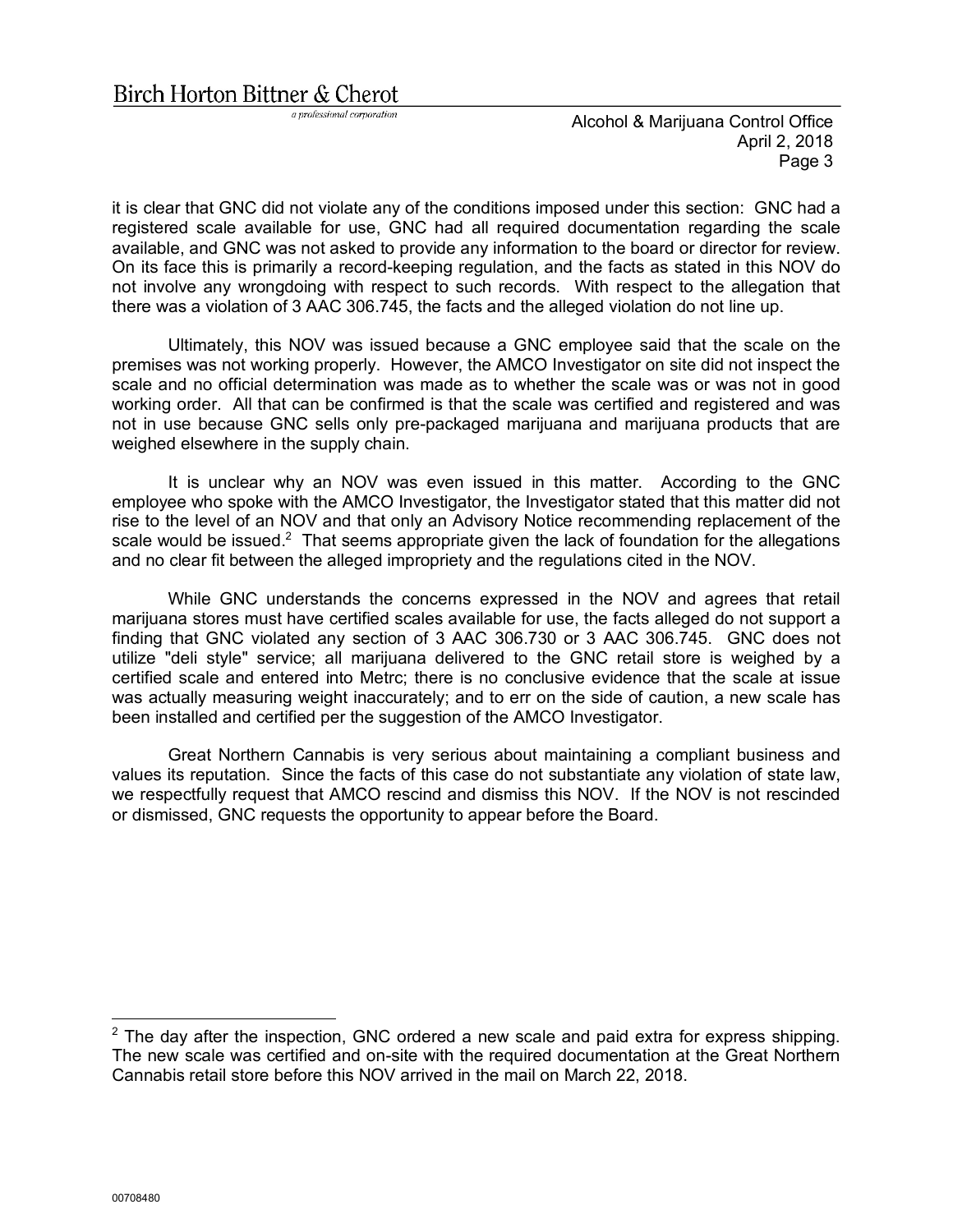it is clear that GNC did not violate any of the conditions imposed under this section: GNC had a registered scale available for use, GNC had all required documentation regarding the scale available, and GNC was not asked to provide any information to the board or director for review. On its face this is primarily a record-keeping regulation, and the facts as stated in this NOV do not involve any wrongdoing with respect to such records. With respect to the allegation that there was a violation of 3 AAC 306.745, the facts and the alleged violation do not line up.

Ultimately, this NOV was issued because a GNC employee said that the scale on the premises was not working properly. However, the AMCO Investigator on site did not inspect the scale and no official determination was made as to whether the scale was or was not in good working order. All that can be confirmed is that the scale was certified and registered and was not in use because GNC sells only pre-packaged marijuana and marijuana products that are weighed elsewhere in the supply chain.

It is unclear why an NOV was even issued in this matter. According to the GNC employee who spoke with the AMCO Investigator, the Investigator stated that this matter did not rise to the level of an NOV and that only an Advisory Notice recommending replacement of the scale would be issued.[2] That seems appropriate given the lack of foundation for the allegations and no clear fit between the alleged impropriety and the regulations cited in the NOV.

While GNC understands the concerns expressed in the NOV and agrees that retail marijuana stores must have certified scales available for use, the facts alleged do not support a finding that GNC violated any section of 3 AAC 306.730 or 3 AAC 306.745. GNC does not utilize "deli style" service; all marijuana delivered to the GNC retail store is weighed by a certified scale and entered into Metrc; there is no conclusive evidence that the scale at issue was actually measuring weight inaccurately; and to err on the side of caution, a new scale has been installed and certified per the suggestion of the AMCO Investigator.

Great Northern Cannabis is very serious about maintaining a compliant business and values its reputation. Since the facts of this case do not substantiate any violation of state law, we respectfully request that AMCO rescind and dismiss this NOV. If the NOV is not rescinded or dismissed, GNC requests the opportunity to appear before the Board.

---

[2] The day after the inspection, GNC ordered a new scale and paid extra for express shipping. The new scale was certified and on-site with the required documentation at the Great Northern Cannabis retail store before this NOV arrived in the mail on March 22, 2018.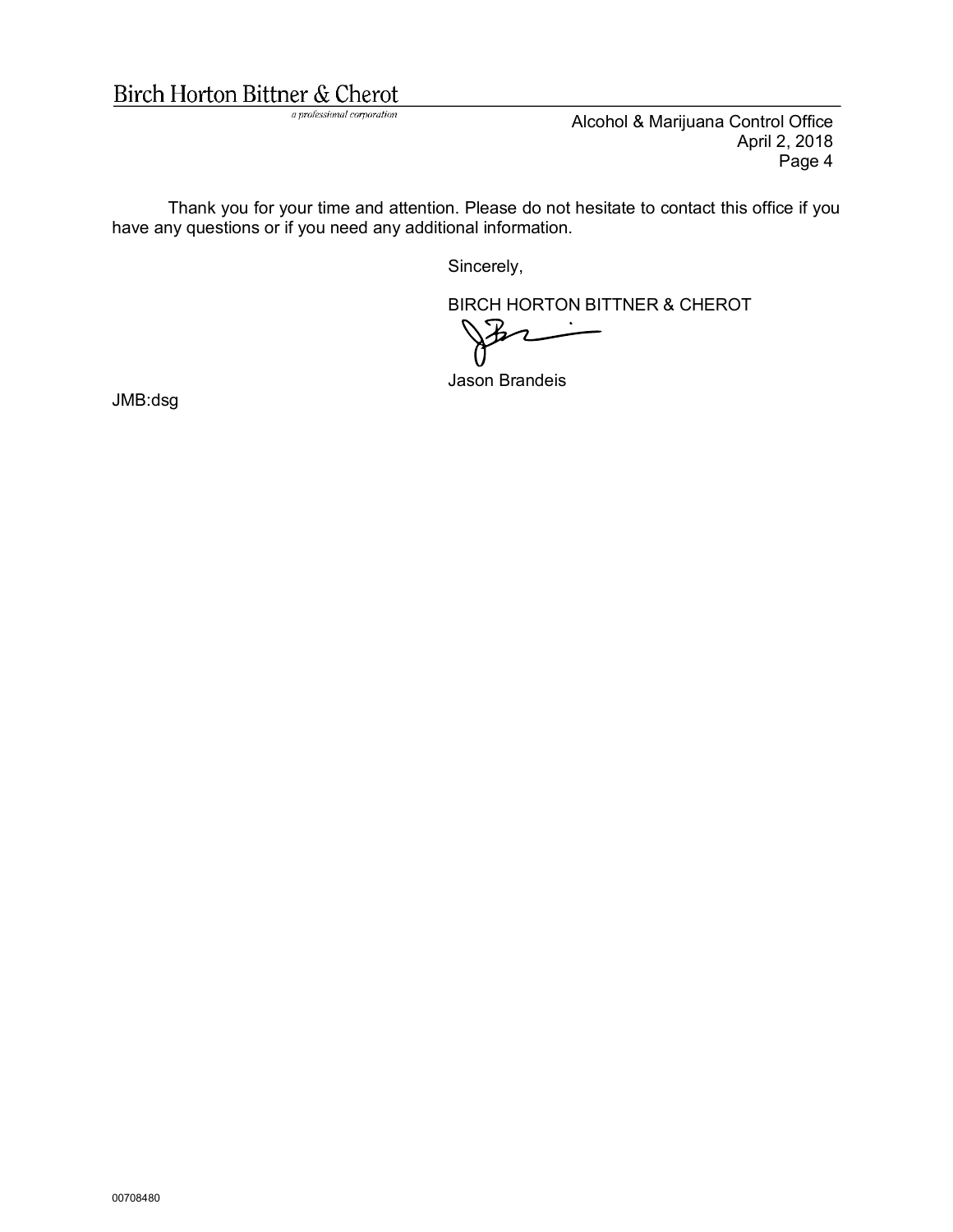Thank you for your time and attention. Please do not hesitate to contact this office if you have any questions or if you need any additional information.

Sincerely,

BIRCH HORTON BITTNER & CHEROT

Jason Brandeis

JMB:dsg

00708480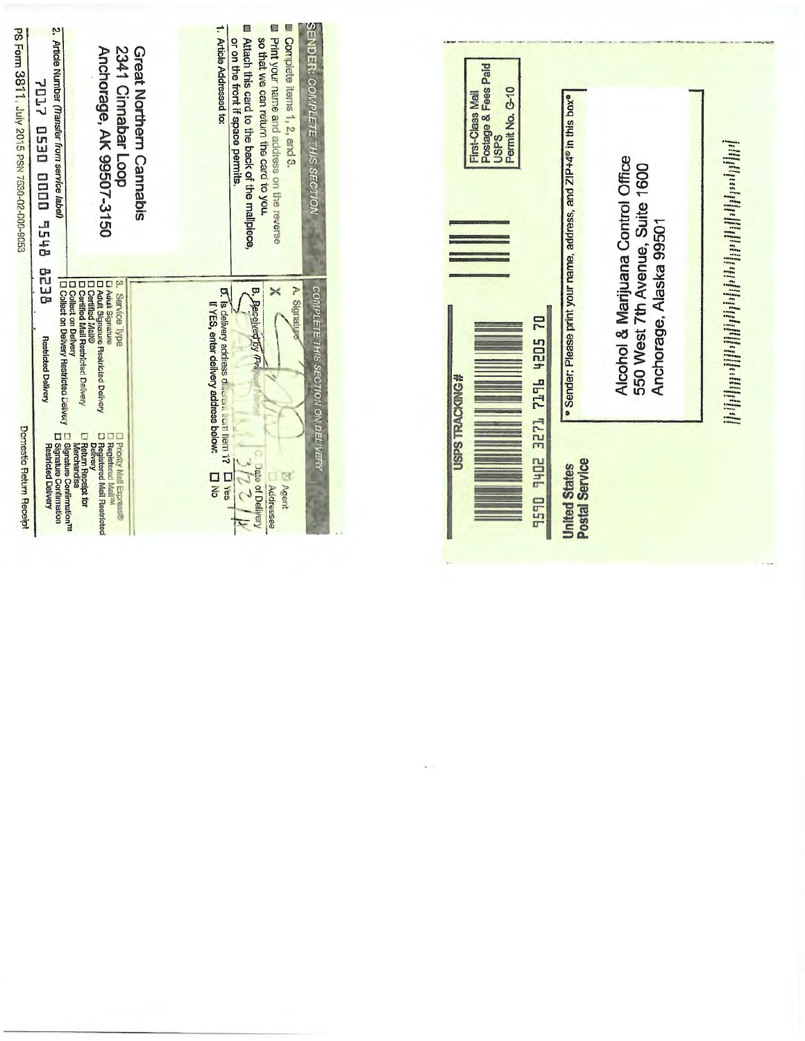## SENDER: COMPLETE THIS SECTION

- Complete items 1, 2, and 3.
- Print your name and address on the reverse so that we can return the card to you.
- Attach this card to the back of the mailpiece, or on the front if space permits.

1. Article Addressed to:

Great Northern Cannabis
2341 Cinnabar Loop
Anchorage, AK 99507-3150

2. Article Number (Transfer from service label)

7017 0530 0000 9548 8238

## COMPLETE THIS SECTION ON DELIVERY

A. Signature

X

☒ Agent
☐ Addressee

B. Received by (Printed Name)

C. Date of Delivery
3/22/18

D. Is delivery address different from item 1? ☐ Yes
If YES, enter delivery address below: ☐ No

3. Service Type

- ☐ Adult Signature
- ☐ Adult Signature Restricted Delivery
- ☐ Certified Mail®
- ☐ Certified Mail Restricted Delivery
- ☐ Collect on Delivery
- ☐ Collect on Delivery Restricted Delivery
- Restricted Delivery
- ☐ Priority Mail Express®
- ☐ Registered Mail™
- ☐ Registered Mail Restricted Delivery
- ☐ Return Receipt for Merchandise
- ☐ Signature Confirmation™
- ☐ Signature Confirmation Restricted Delivery

PS Form 3811, July 2015 PSN 7530-02-000-9053 Domestic Return Receipt

---

First-Class Mail
Postage & Fees Paid
USPS
Permit No. G-10

USPS TRACKING#

9590 9402 3271 7196 4205 70

United States
Postal Service

• Sender: Please print your name, address, and ZIP+4® in this box•

Alcohol & Marijuana Control Office
550 West 7th Avenue, Suite 1600
Anchorage, Alaska 99501